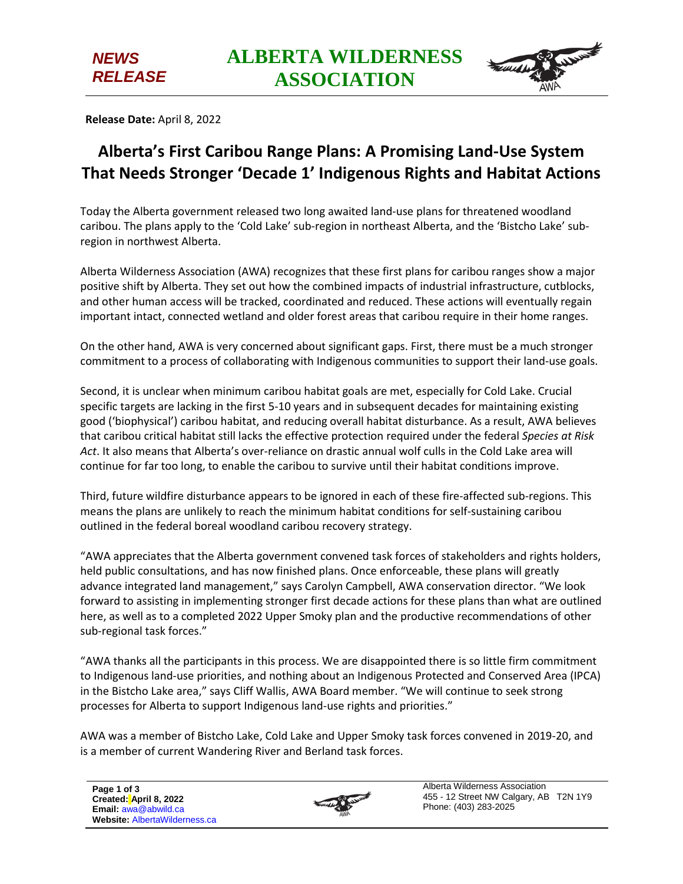**NEWS RELEASE**

**ALBERTA WILDERNESS ASSOCIATION**

**Release Date:** April 8, 2022

# Alberta's First Caribou Range Plans: A Promising Land-Use System That Needs Stronger 'Decade 1' Indigenous Rights and Habitat Actions

Today the Alberta government released two long awaited land-use plans for threatened woodland caribou. The plans apply to the 'Cold Lake' sub-region in northeast Alberta, and the 'Bistcho Lake' sub-region in northwest Alberta.

Alberta Wilderness Association (AWA) recognizes that these first plans for caribou ranges show a major positive shift by Alberta. They set out how the combined impacts of industrial infrastructure, cutblocks, and other human access will be tracked, coordinated and reduced. These actions will eventually regain important intact, connected wetland and older forest areas that caribou require in their home ranges.

On the other hand, AWA is very concerned about significant gaps. First, there must be a much stronger commitment to a process of collaborating with Indigenous communities to support their land-use goals.

Second, it is unclear when minimum caribou habitat goals are met, especially for Cold Lake. Crucial specific targets are lacking in the first 5-10 years and in subsequent decades for maintaining existing good ('biophysical') caribou habitat, and reducing overall habitat disturbance. As a result, AWA believes that caribou critical habitat still lacks the effective protection required under the federal *Species at Risk Act*. It also means that Alberta's over-reliance on drastic annual wolf culls in the Cold Lake area will continue for far too long, to enable the caribou to survive until their habitat conditions improve.

Third, future wildfire disturbance appears to be ignored in each of these fire-affected sub-regions. This means the plans are unlikely to reach the minimum habitat conditions for self-sustaining caribou outlined in the federal boreal woodland caribou recovery strategy.

"AWA appreciates that the Alberta government convened task forces of stakeholders and rights holders, held public consultations, and has now finished plans. Once enforceable, these plans will greatly advance integrated land management," says Carolyn Campbell, AWA conservation director. "We look forward to assisting in implementing stronger first decade actions for these plans than what are outlined here, as well as to a completed 2022 Upper Smoky plan and the productive recommendations of other sub-regional task forces."

"AWA thanks all the participants in this process. We are disappointed there is so little firm commitment to Indigenous land-use priorities, and nothing about an Indigenous Protected and Conserved Area (IPCA) in the Bistcho Lake area," says Cliff Wallis, AWA Board member. "We will continue to seek strong processes for Alberta to support Indigenous land-use rights and priorities."

AWA was a member of Bistcho Lake, Cold Lake and Upper Smoky task forces convened in 2019-20, and is a member of current Wandering River and Berland task forces.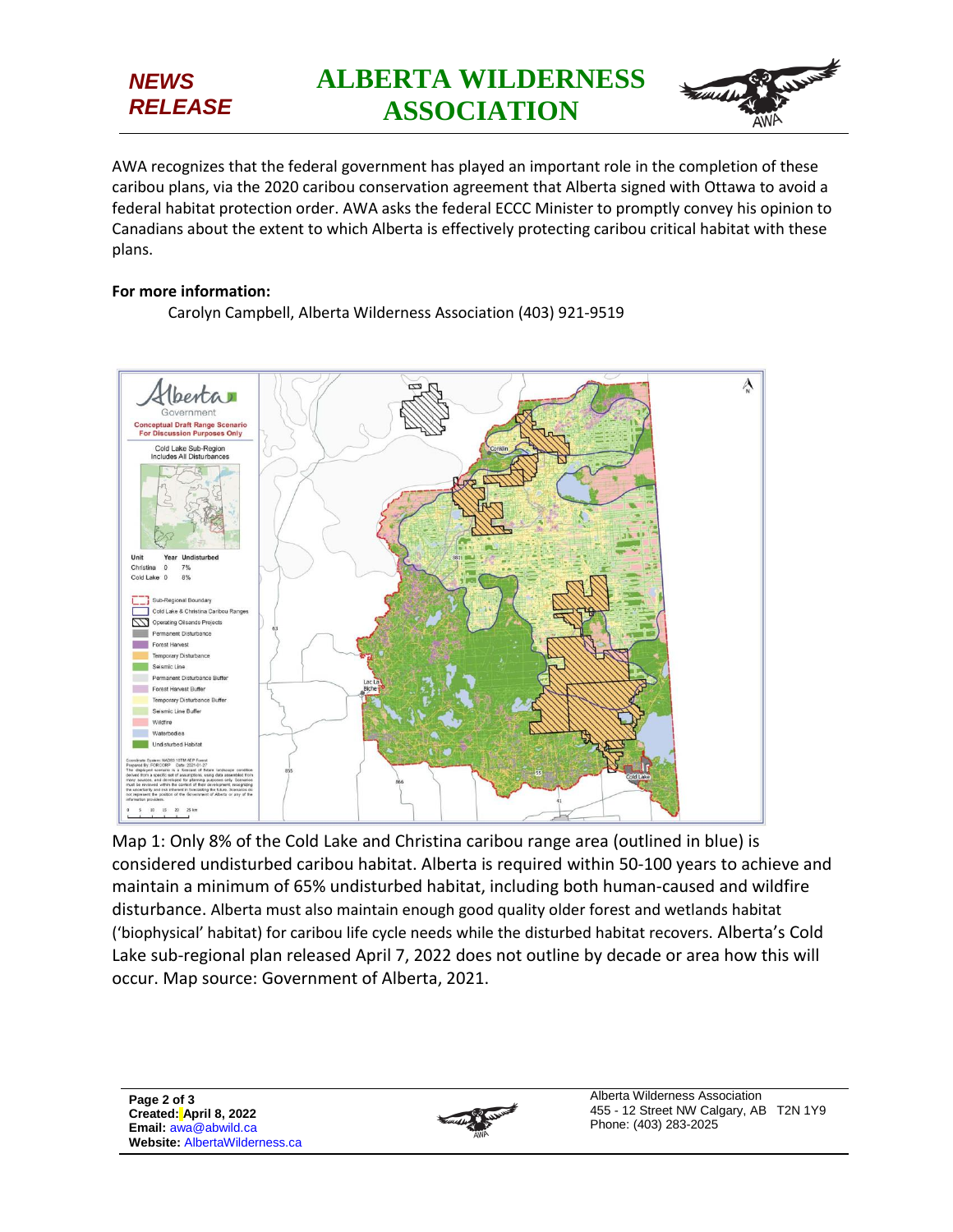AWA recognizes that the federal government has played an important role in the completion of these caribou plans, via the 2020 caribou conservation agreement that Alberta signed with Ottawa to avoid a federal habitat protection order. AWA asks the federal ECCC Minister to promptly convey his opinion to Canadians about the extent to which Alberta is effectively protecting caribou critical habitat with these plans.

**For more information:**

Carolyn Campbell, Alberta Wilderness Association (403) 921-9519

Map 1: Only 8% of the Cold Lake and Christina caribou range area (outlined in blue) is considered undisturbed caribou habitat. Alberta is required within 50-100 years to achieve and maintain a minimum of 65% undisturbed habitat, including both human-caused and wildfire disturbance. Alberta must also maintain enough good quality older forest and wetlands habitat ('biophysical' habitat) for caribou life cycle needs while the disturbed habitat recovers. Alberta's Cold Lake sub-regional plan released April 7, 2022 does not outline by decade or area how this will occur. Map source: Government of Alberta, 2021.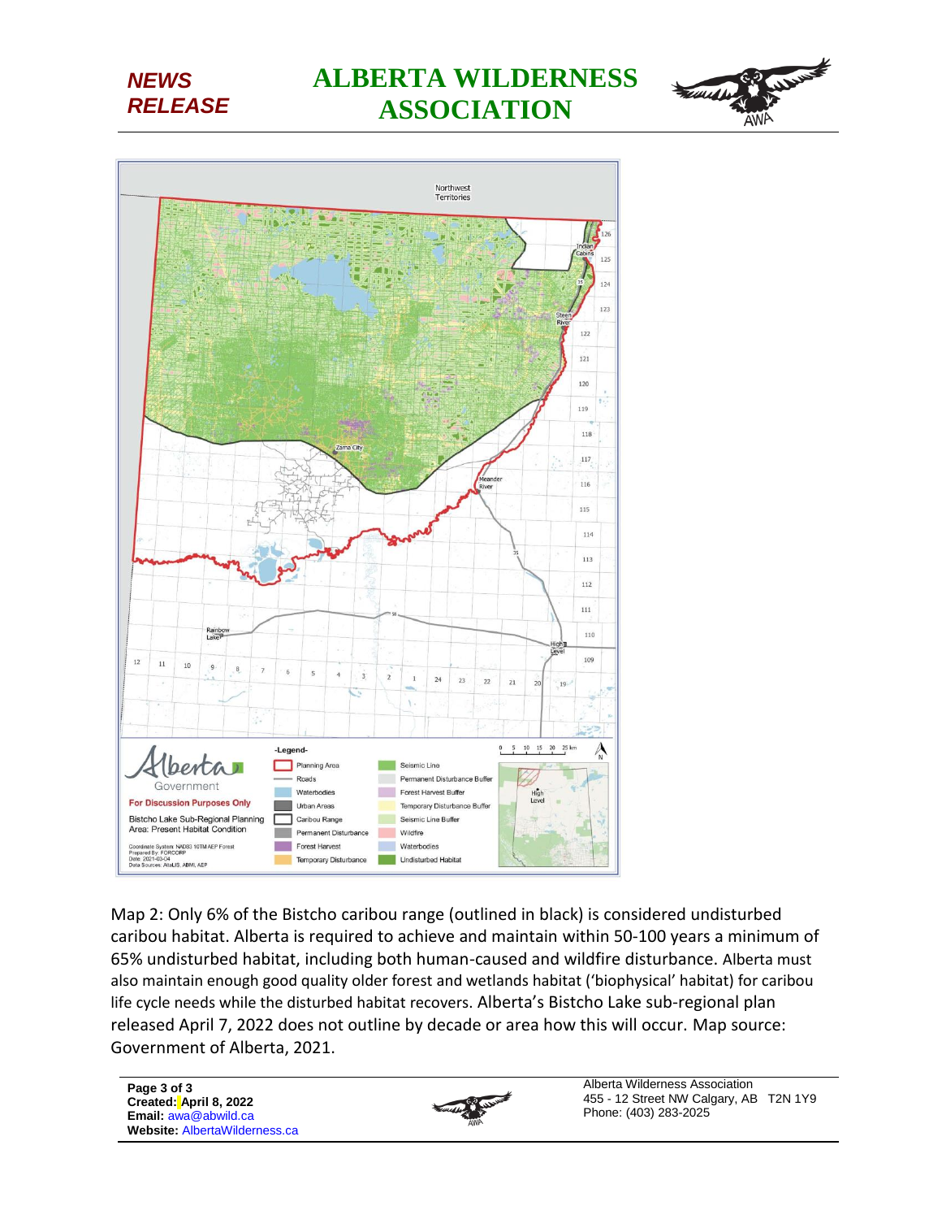Northwest Territories

Indian Cabins

Steen River

Zama City

Meander River

Rainbow Lake

High Level

126
125
124
123
122
121
120
119
118
117
116
115
114
113
112
111
110
109

12 11 10 9 8 7 6 5 4 3 2 1 24 23 22 21 20 19

Alberta Government

For Discussion Purposes Only

Bistcho Lake Sub-Regional Planning Area: Present Habitat Condition

Coordinate System: NAD83 10TM AEP Forest
Prepared By: FORCORP
Date: 2021-03-04
Data Sources: AltaLIS, ABMI, AEP

-Legend-

Planning Area
Roads
Waterbodies
Urban Areas
Caribou Range
Permanent Disturbance
Forest Harvest
Temporary Disturbance
Seismic Line
Permanent Disturbance Buffer
Forest Harvest Buffer
Temporary Disturbance Buffer
Seismic Line Buffer
Wildfire
Waterbodies
Undisturbed Habitat

0 5 10 15 20 25 km

N

High Level

Map 2: Only 6% of the Bistcho caribou range (outlined in black) is considered undisturbed caribou habitat. Alberta is required to achieve and maintain within 50-100 years a minimum of 65% undisturbed habitat, including both human-caused and wildfire disturbance. Alberta must also maintain enough good quality older forest and wetlands habitat ('biophysical' habitat) for caribou life cycle needs while the disturbed habitat recovers. Alberta's Bistcho Lake sub-regional plan released April 7, 2022 does not outline by decade or area how this will occur. Map source: Government of Alberta, 2021.